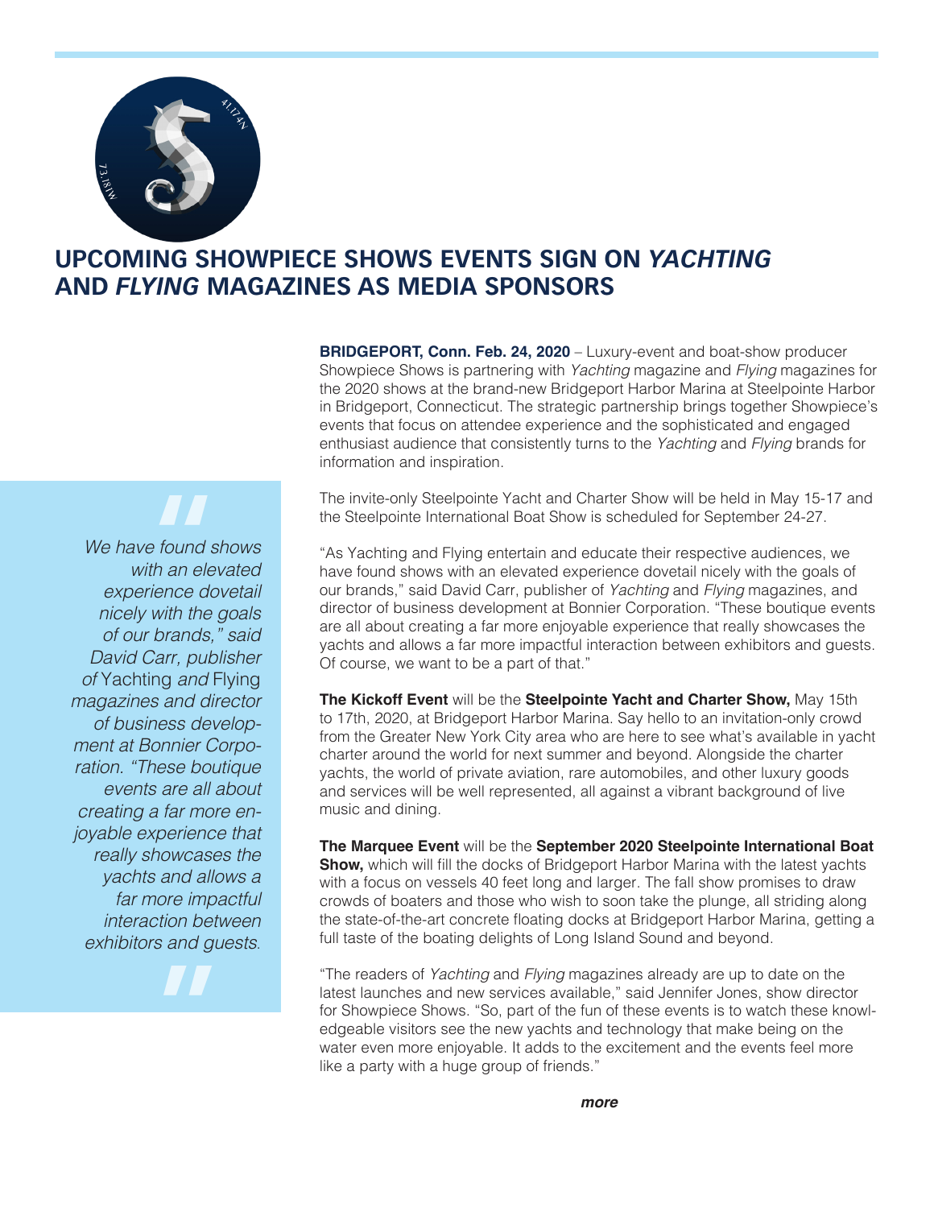# UPCOMING SHOWPIECE SHOWS EVENTS SIGN ON *YACHTING* AND *FLYING* MAGAZINES AS MEDIA SPONSORS

> *We have found shows with an elevated experience dovetail nicely with the goals of our brands," said David Carr, publisher of* Yachting *and* Flying *magazines and director of business development at Bonnier Corporation. "These boutique events are all about creating a far more enjoyable experience that really showcases the yachts and allows a far more impactful interaction between exhibitors and guests.*

**BRIDGEPORT, Conn. Feb. 24, 2020** – Luxury-event and boat-show producer Showpiece Shows is partnering with *Yachting* magazine and *Flying* magazines for the 2020 shows at the brand-new Bridgeport Harbor Marina at Steelpointe Harbor in Bridgeport, Connecticut. The strategic partnership brings together Showpiece's events that focus on attendee experience and the sophisticated and engaged enthusiast audience that consistently turns to the *Yachting* and *Flying* brands for information and inspiration.

The invite-only Steelpointe Yacht and Charter Show will be held in May 15-17 and the Steelpointe International Boat Show is scheduled for September 24-27.

"As Yachting and Flying entertain and educate their respective audiences, we have found shows with an elevated experience dovetail nicely with the goals of our brands," said David Carr, publisher of *Yachting* and *Flying* magazines, and director of business development at Bonnier Corporation. "These boutique events are all about creating a far more enjoyable experience that really showcases the yachts and allows a far more impactful interaction between exhibitors and guests. Of course, we want to be a part of that."

**The Kickoff Event** will be the **Steelpointe Yacht and Charter Show,** May 15th to 17th, 2020, at Bridgeport Harbor Marina. Say hello to an invitation-only crowd from the Greater New York City area who are here to see what's available in yacht charter around the world for next summer and beyond. Alongside the charter yachts, the world of private aviation, rare automobiles, and other luxury goods and services will be well represented, all against a vibrant background of live music and dining.

**The Marquee Event** will be the **September 2020 Steelpointe International Boat Show,** which will fill the docks of Bridgeport Harbor Marina with the latest yachts with a focus on vessels 40 feet long and larger. The fall show promises to draw crowds of boaters and those who wish to soon take the plunge, all striding along the state-of-the-art concrete floating docks at Bridgeport Harbor Marina, getting a full taste of the boating delights of Long Island Sound and beyond.

"The readers of *Yachting* and *Flying* magazines already are up to date on the latest launches and new services available," said Jennifer Jones, show director for Showpiece Shows. "So, part of the fun of these events is to watch these knowledgeable visitors see the new yachts and technology that make being on the water even more enjoyable. It adds to the excitement and the events feel more like a party with a huge group of friends."

***more***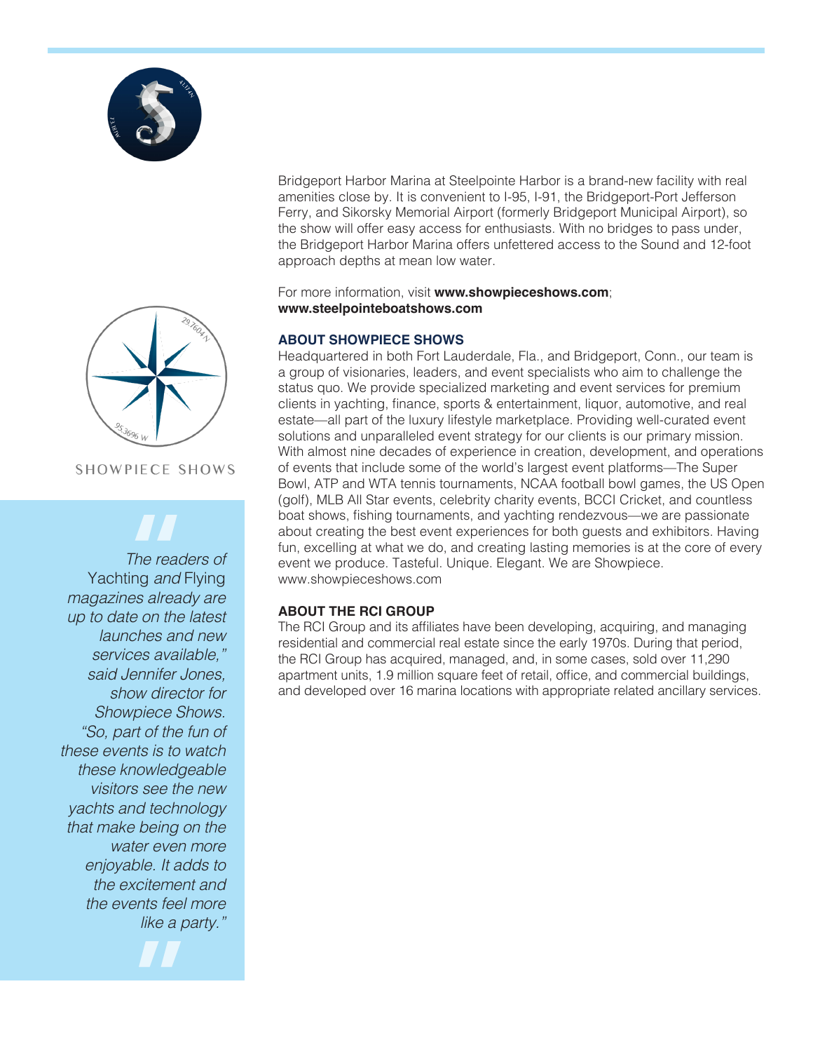Bridgeport Harbor Marina at Steelpointe Harbor is a brand-new facility with real amenities close by. It is convenient to I-95, I-91, the Bridgeport-Port Jefferson Ferry, and Sikorsky Memorial Airport (formerly Bridgeport Municipal Airport), so the show will offer easy access for enthusiasts. With no bridges to pass under, the Bridgeport Harbor Marina offers unfettered access to the Sound and 12-foot approach depths at mean low water.

For more information, visit **www.showpieceshows.com**; **www.steelpointeboatshows.com**

SHOWPIECE SHOWS

> *The readers of Yachting and Flying magazines already are up to date on the latest launches and new services available," said Jennifer Jones, show director for Showpiece Shows. "So, part of the fun of these events is to watch these knowledgeable visitors see the new yachts and technology that make being on the water even more enjoyable. It adds to the excitement and the events feel more like a party."*

### ABOUT SHOWPIECE SHOWS

Headquartered in both Fort Lauderdale, Fla., and Bridgeport, Conn., our team is a group of visionaries, leaders, and event specialists who aim to challenge the status quo. We provide specialized marketing and event services for premium clients in yachting, finance, sports & entertainment, liquor, automotive, and real estate—all part of the luxury lifestyle marketplace. Providing well-curated event solutions and unparalleled event strategy for our clients is our primary mission. With almost nine decades of experience in creation, development, and operations of events that include some of the world's largest event platforms—The Super Bowl, ATP and WTA tennis tournaments, NCAA football bowl games, the US Open (golf), MLB All Star events, celebrity charity events, BCCI Cricket, and countless boat shows, fishing tournaments, and yachting rendezvous—we are passionate about creating the best event experiences for both guests and exhibitors. Having fun, excelling at what we do, and creating lasting memories is at the core of every event we produce. Tasteful. Unique. Elegant. We are Showpiece. www.showpieceshows.com

### ABOUT THE RCI GROUP

The RCI Group and its affiliates have been developing, acquiring, and managing residential and commercial real estate since the early 1970s. During that period, the RCI Group has acquired, managed, and, in some cases, sold over 11,290 apartment units, 1.9 million square feet of retail, office, and commercial buildings, and developed over 16 marina locations with appropriate related ancillary services.